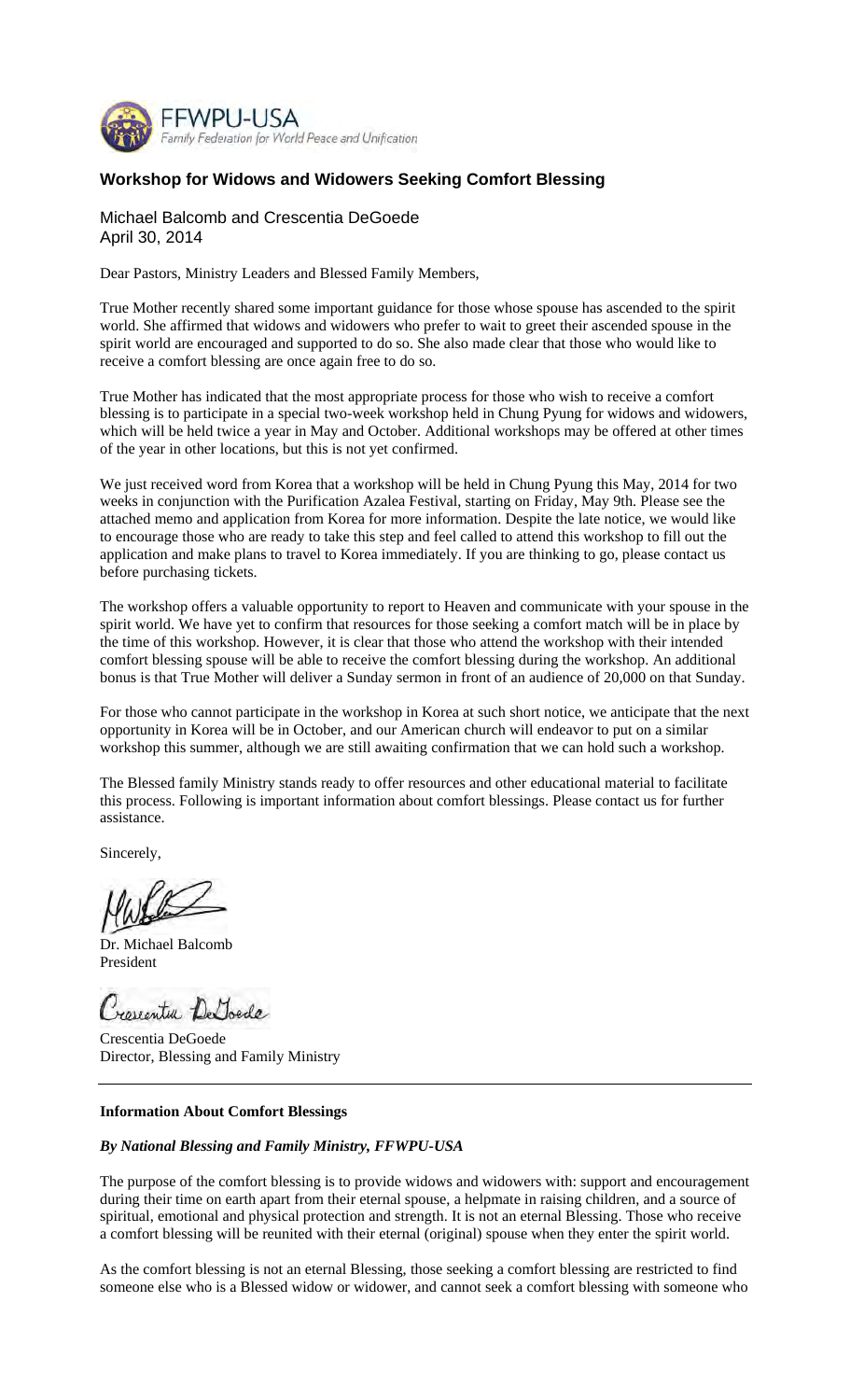FFWPU-USA
Family Federation for World Peace and Unification

## Workshop for Widows and Widowers Seeking Comfort Blessing

Michael Balcomb and Crescentia DeGoede
April 30, 2014

Dear Pastors, Ministry Leaders and Blessed Family Members,

True Mother recently shared some important guidance for those whose spouse has ascended to the spirit world. She affirmed that widows and widowers who prefer to wait to greet their ascended spouse in the spirit world are encouraged and supported to do so. She also made clear that those who would like to receive a comfort blessing are once again free to do so.

True Mother has indicated that the most appropriate process for those who wish to receive a comfort blessing is to participate in a special two-week workshop held in Chung Pyung for widows and widowers, which will be held twice a year in May and October. Additional workshops may be offered at other times of the year in other locations, but this is not yet confirmed.

We just received word from Korea that a workshop will be held in Chung Pyung this May, 2014 for two weeks in conjunction with the Purification Azalea Festival, starting on Friday, May 9th. Please see the attached memo and application from Korea for more information. Despite the late notice, we would like to encourage those who are ready to take this step and feel called to attend this workshop to fill out the application and make plans to travel to Korea immediately. If you are thinking to go, please contact us before purchasing tickets.

The workshop offers a valuable opportunity to report to Heaven and communicate with your spouse in the spirit world. We have yet to confirm that resources for those seeking a comfort match will be in place by the time of this workshop. However, it is clear that those who attend the workshop with their intended comfort blessing spouse will be able to receive the comfort blessing during the workshop. An additional bonus is that True Mother will deliver a Sunday sermon in front of an audience of 20,000 on that Sunday.

For those who cannot participate in the workshop in Korea at such short notice, we anticipate that the next opportunity in Korea will be in October, and our American church will endeavor to put on a similar workshop this summer, although we are still awaiting confirmation that we can hold such a workshop.

The Blessed family Ministry stands ready to offer resources and other educational material to facilitate this process. Following is important information about comfort blessings. Please contact us for further assistance.

Sincerely,

Dr. Michael Balcomb
President

Crescentia DeGoede
Director, Blessing and Family Ministry

---

**Information About Comfort Blessings**

***By National Blessing and Family Ministry, FFWPU-USA***

The purpose of the comfort blessing is to provide widows and widowers with: support and encouragement during their time on earth apart from their eternal spouse, a helpmate in raising children, and a source of spiritual, emotional and physical protection and strength. It is not an eternal Blessing. Those who receive a comfort blessing will be reunited with their eternal (original) spouse when they enter the spirit world.

As the comfort blessing is not an eternal Blessing, those seeking a comfort blessing are restricted to find someone else who is a Blessed widow or widower, and cannot seek a comfort blessing with someone who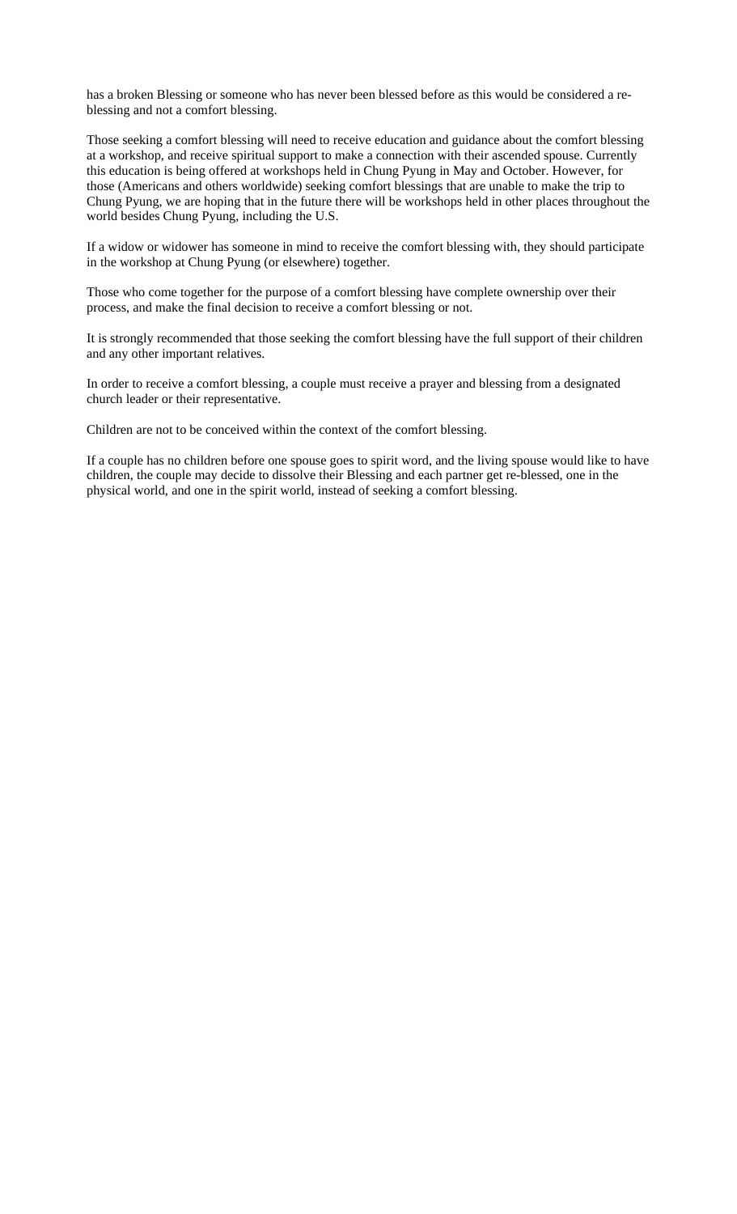has a broken Blessing or someone who has never been blessed before as this would be considered a re-blessing and not a comfort blessing.

Those seeking a comfort blessing will need to receive education and guidance about the comfort blessing at a workshop, and receive spiritual support to make a connection with their ascended spouse. Currently this education is being offered at workshops held in Chung Pyung in May and October. However, for those (Americans and others worldwide) seeking comfort blessings that are unable to make the trip to Chung Pyung, we are hoping that in the future there will be workshops held in other places throughout the world besides Chung Pyung, including the U.S.

If a widow or widower has someone in mind to receive the comfort blessing with, they should participate in the workshop at Chung Pyung (or elsewhere) together.

Those who come together for the purpose of a comfort blessing have complete ownership over their process, and make the final decision to receive a comfort blessing or not.

It is strongly recommended that those seeking the comfort blessing have the full support of their children and any other important relatives.

In order to receive a comfort blessing, a couple must receive a prayer and blessing from a designated church leader or their representative.

Children are not to be conceived within the context of the comfort blessing.

If a couple has no children before one spouse goes to spirit word, and the living spouse would like to have children, the couple may decide to dissolve their Blessing and each partner get re-blessed, one in the physical world, and one in the spirit world, instead of seeking a comfort blessing.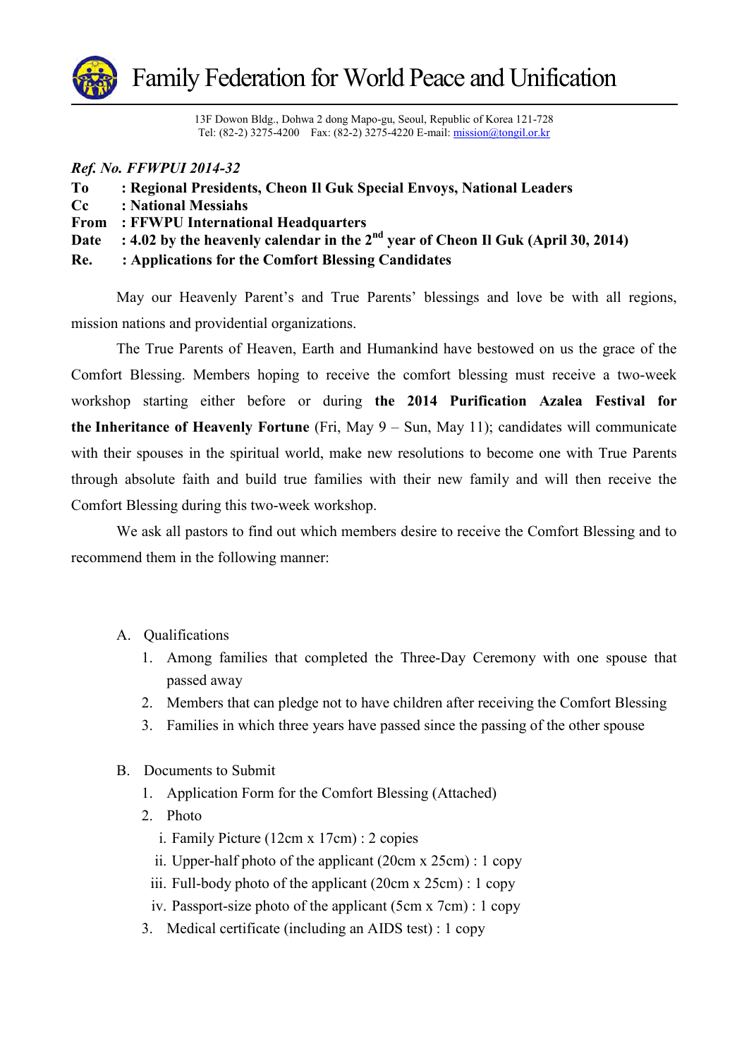# Family Federation for World Peace and Unification

13F Dowon Bldg., Dohwa 2 dong Mapo-gu, Seoul, Republic of Korea 121-728
Tel: (82-2) 3275-4200 Fax: (82-2) 3275-4220 E-mail: mission@tongil.or.kr

***Ref. No. FFWPUI 2014-32***

**To : Regional Presidents, Cheon Il Guk Special Envoys, National Leaders**
**Cc : National Messiahs**
**From : FFWPU International Headquarters**
**Date : 4.02 by the heavenly calendar in the 2nd year of Cheon Il Guk (April 30, 2014)**
**Re. : Applications for the Comfort Blessing Candidates**

May our Heavenly Parent's and True Parents' blessings and love be with all regions, mission nations and providential organizations.

The True Parents of Heaven, Earth and Humankind have bestowed on us the grace of the Comfort Blessing. Members hoping to receive the comfort blessing must receive a two-week workshop starting either before or during **the 2014 Purification Azalea Festival for the Inheritance of Heavenly Fortune** (Fri, May 9 – Sun, May 11); candidates will communicate with their spouses in the spiritual world, make new resolutions to become one with True Parents through absolute faith and build true families with their new family and will then receive the Comfort Blessing during this two-week workshop.

We ask all pastors to find out which members desire to receive the Comfort Blessing and to recommend them in the following manner:

A. Qualifications
   1. Among families that completed the Three-Day Ceremony with one spouse that passed away
   2. Members that can pledge not to have children after receiving the Comfort Blessing
   3. Families in which three years have passed since the passing of the other spouse

B. Documents to Submit
   1. Application Form for the Comfort Blessing (Attached)
   2. Photo
      i. Family Picture (12cm x 17cm) : 2 copies
      ii. Upper-half photo of the applicant (20cm x 25cm) : 1 copy
      iii. Full-body photo of the applicant (20cm x 25cm) : 1 copy
      iv. Passport-size photo of the applicant (5cm x 7cm) : 1 copy
   3. Medical certificate (including an AIDS test) : 1 copy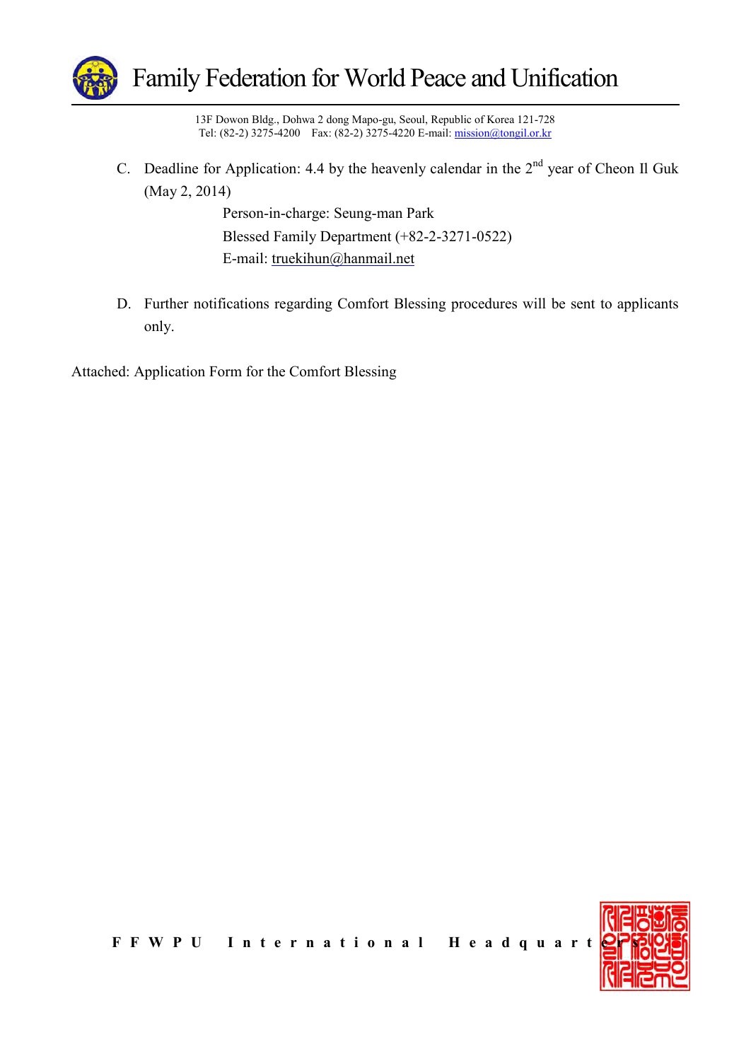C. Deadline for Application: 4.4 by the heavenly calendar in the 2nd year of Cheon Il Guk (May 2, 2014)

Person-in-charge: Seung-man Park
Blessed Family Department (+82-2-3271-0522)
E-mail: truekihun@hanmail.net

D. Further notifications regarding Comfort Blessing procedures will be sent to applicants only.

Attached: Application Form for the Comfort Blessing

FFWPU International Headquarters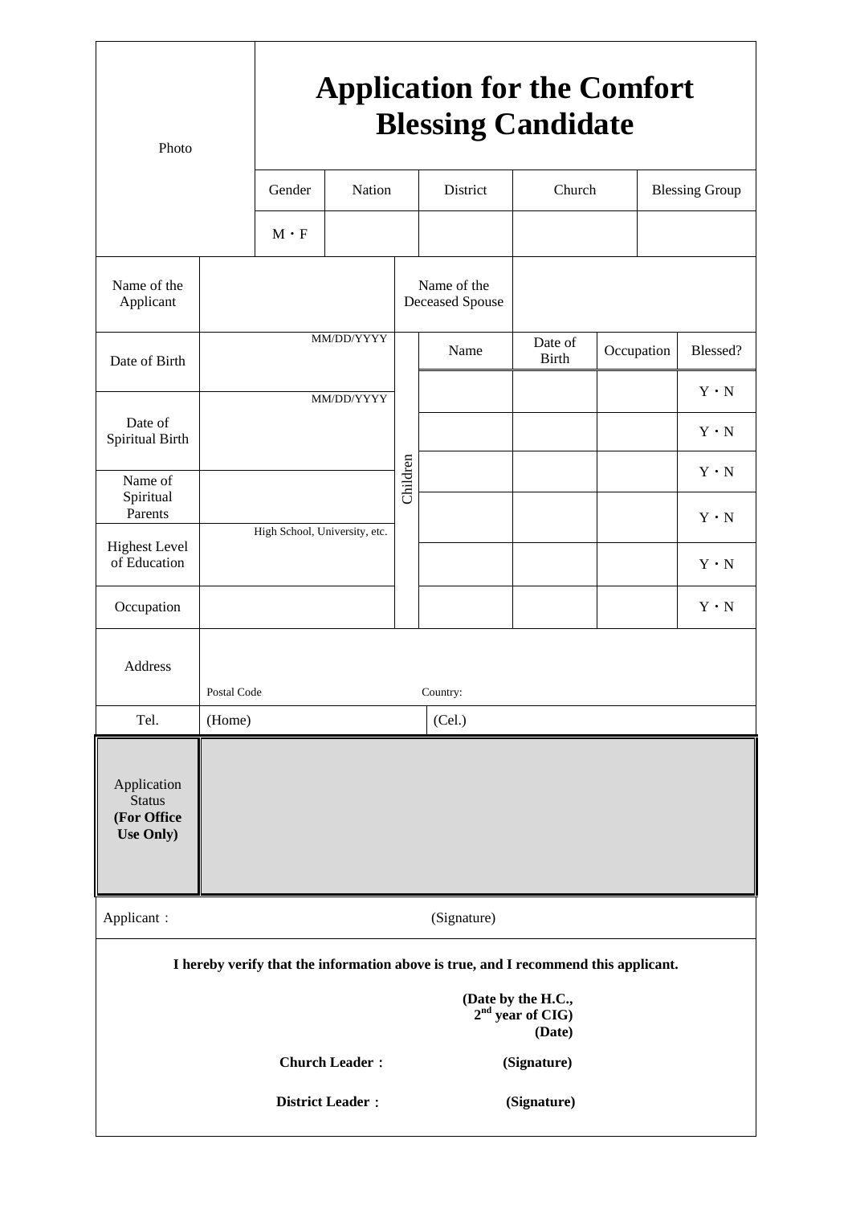# Application for the Comfort Blessing Candidate

| Photo | Gender | Nation | District | Church | Blessing Group |
|---|---|---|---|---|---|
| | M・F | | | | |

| Name of the Applicant | | Name of the Deceased Spouse | | | |
|---|---|---|---|---|---|
| Date of Birth | MM/DD/YYYY | Children: Name | Date of Birth | Occupation | Blessed? |
| Date of Spiritual Birth | MM/DD/YYYY | | | | Y・N |
| | | | | | Y・N |
| Name of Spiritual Parents | | | | | Y・N |
| | | | | | Y・N |
| Highest Level of Education | High School, University, etc. | | | | Y・N |
| Occupation | | | | | Y・N |
| Address | Postal Code / Country: | | | | |
| Tel. | (Home) | (Cel.) | | | |
| Application Status **(For Office Use Only)** | | | | | |

Applicant： (Signature)

**I hereby verify that the information above is true, and I recommend this applicant.**

**(Date by the H.C., 2nd year of CIG)**
**(Date)**

**Church Leader：** **(Signature)**

**District Leader：** **(Signature)**